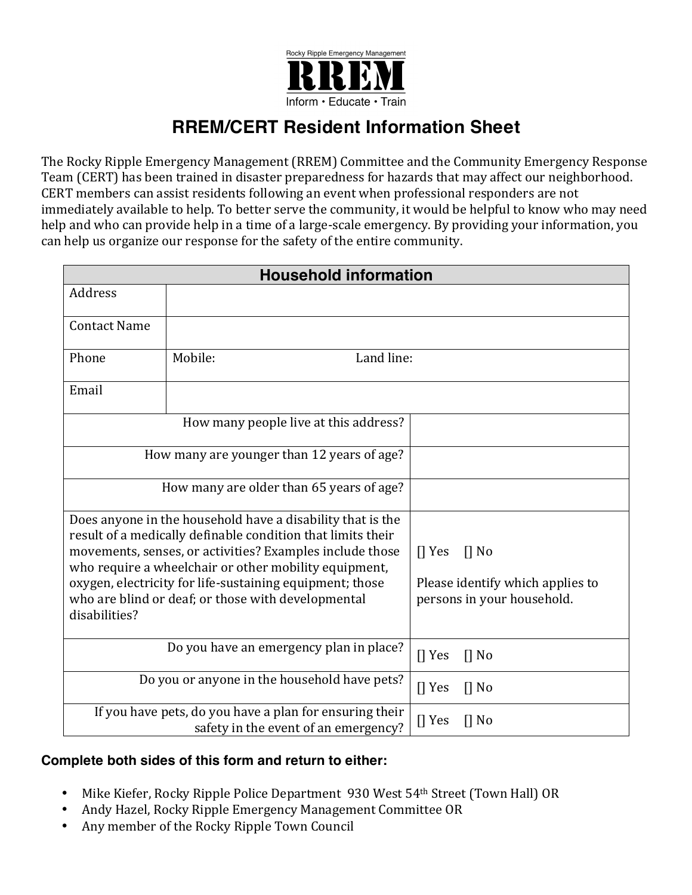Rocky Ripple Emergency Management

**RREM**

Inform • Educate • Train

# RREM/CERT Resident Information Sheet

The Rocky Ripple Emergency Management (RREM) Committee and the Community Emergency Response Team (CERT) has been trained in disaster preparedness for hazards that may affect our neighborhood. CERT members can assist residents following an event when professional responders are not immediately available to help. To better serve the community, it would be helpful to know who may need help and who can provide help in a time of a large-scale emergency. By providing your information, you can help us organize our response for the safety of the entire community.

| Household information | | |
|---|---|---|
| Address | | |
| Contact Name | | |
| Phone | Mobile: | Land line: |
| Email | | |

| | |
|---|---|
| How many people live at this address? | |
| How many are younger than 12 years of age? | |
| How many are older than 65 years of age? | |
| Does anyone in the household have a disability that is the result of a medically definable condition that limits their movements, senses, or activities? Examples include those who require a wheelchair or other mobility equipment, oxygen, electricity for life-sustaining equipment; those who are blind or deaf; or those with developmental disabilities? | [] Yes [] No<br><br>Please identify which applies to persons in your household. |
| Do you have an emergency plan in place? | [] Yes [] No |
| Do you or anyone in the household have pets? | [] Yes [] No |
| If you have pets, do you have a plan for ensuring their safety in the event of an emergency? | [] Yes [] No |

**Complete both sides of this form and return to either:**

- Mike Kiefer, Rocky Ripple Police Department 930 West 54th Street (Town Hall) OR
- Andy Hazel, Rocky Ripple Emergency Management Committee OR
- Any member of the Rocky Ripple Town Council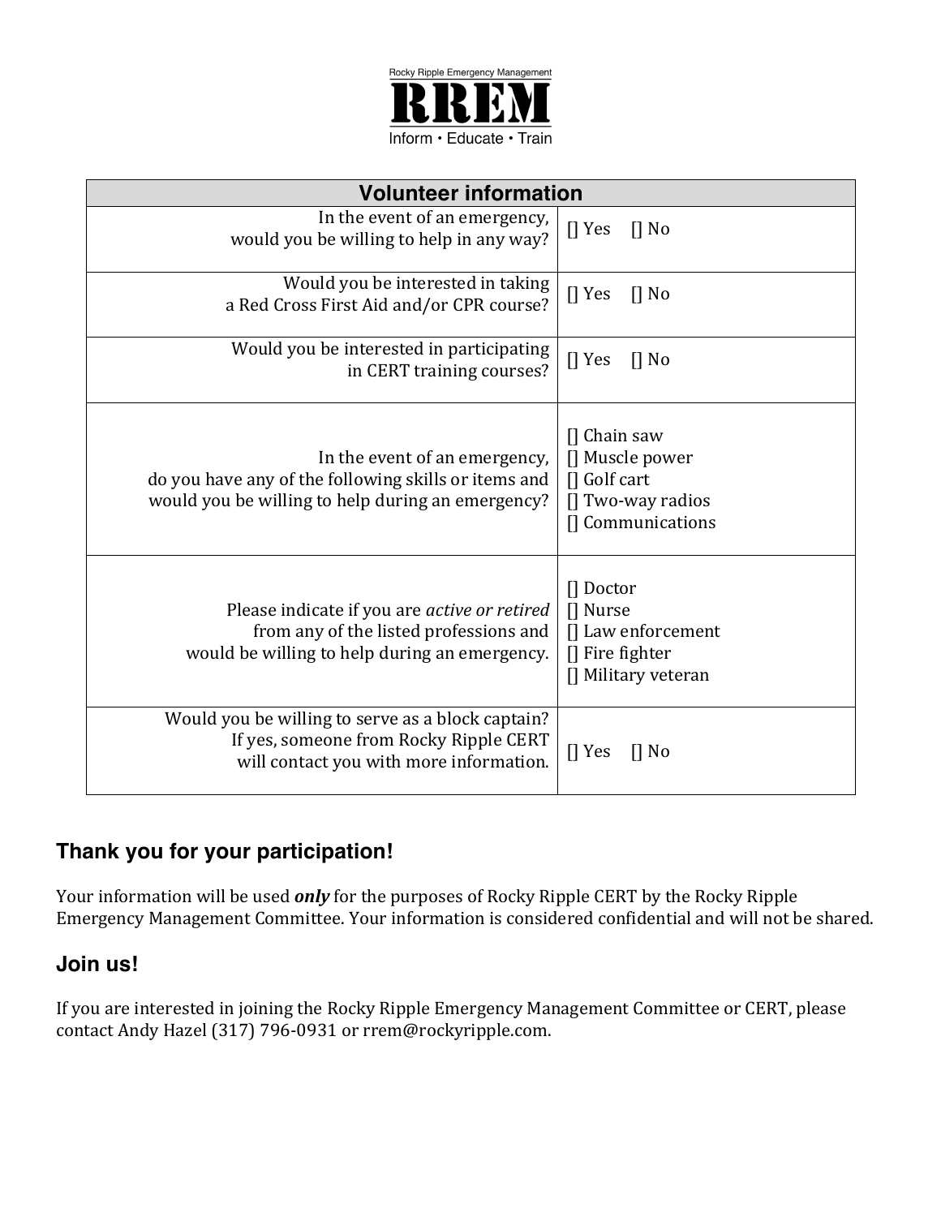Rocky Ripple Emergency Management

**RREM**

Inform • Educate • Train

| Volunteer information | |
|---|---|
| In the event of an emergency, would you be willing to help in any way? | [] Yes [] No |
| Would you be interested in taking a Red Cross First Aid and/or CPR course? | [] Yes [] No |
| Would you be interested in participating in CERT training courses? | [] Yes [] No |
| In the event of an emergency, do you have any of the following skills or items and would you be willing to help during an emergency? | [] Chain saw<br>[] Muscle power<br>[] Golf cart<br>[] Two-way radios<br>[] Communications |
| Please indicate if you are *active or retired* from any of the listed professions and would be willing to help during an emergency. | [] Doctor<br>[] Nurse<br>[] Law enforcement<br>[] Fire fighter<br>[] Military veteran |
| Would you be willing to serve as a block captain? If yes, someone from Rocky Ripple CERT will contact you with more information. | [] Yes [] No |

## Thank you for your participation!

Your information will be used ***only*** for the purposes of Rocky Ripple CERT by the Rocky Ripple Emergency Management Committee. Your information is considered confidential and will not be shared.

## Join us!

If you are interested in joining the Rocky Ripple Emergency Management Committee or CERT, please contact Andy Hazel (317) 796-0931 or rrem@rockyripple.com.